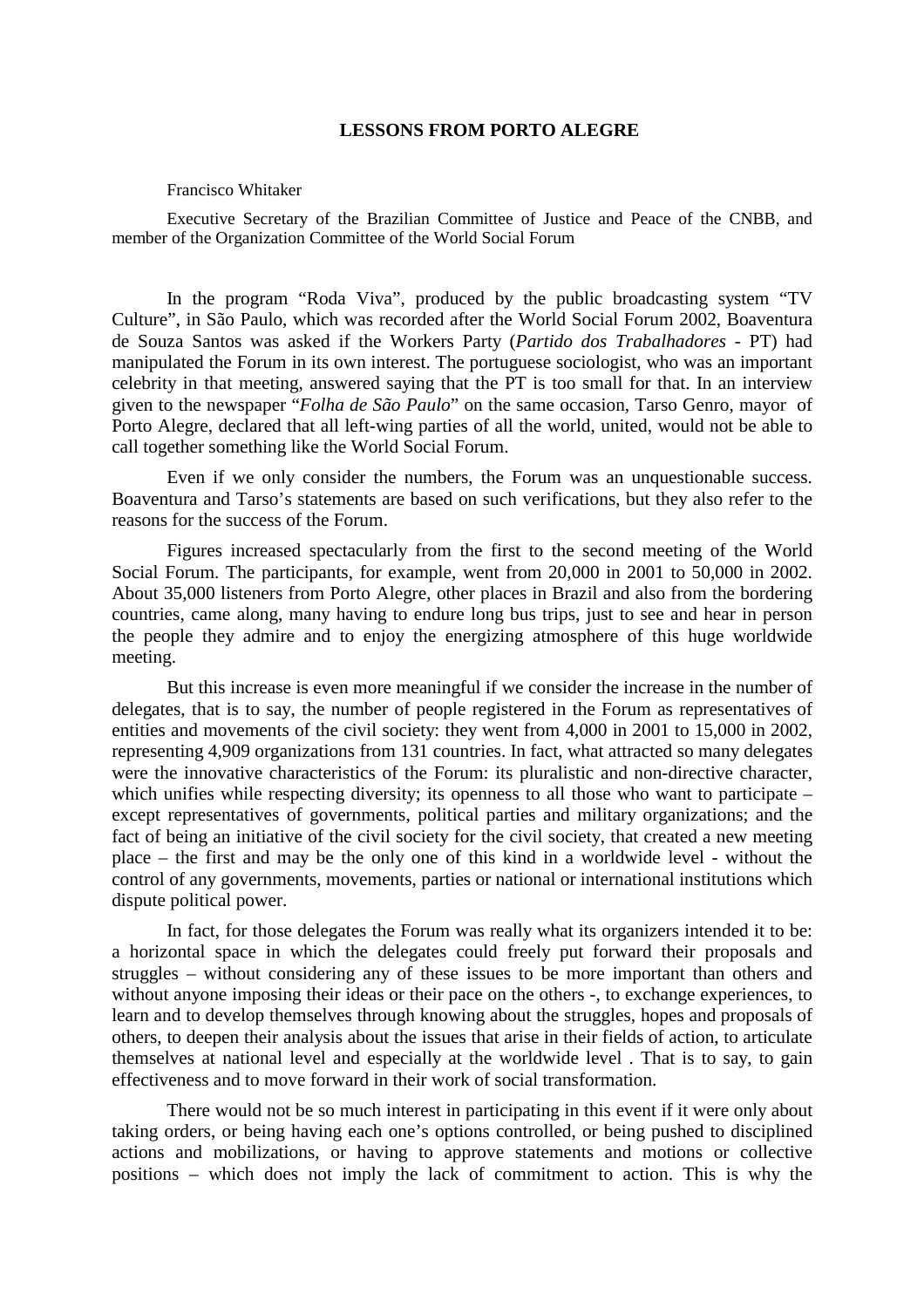# LESSONS FROM PORTO ALEGRE

Francisco Whitaker

Executive Secretary of the Brazilian Committee of Justice and Peace of the CNBB, and member of the Organization Committee of the World Social Forum

In the program "Roda Viva", produced by the public broadcasting system "TV Culture", in São Paulo, which was recorded after the World Social Forum 2002, Boaventura de Souza Santos was asked if the Workers Party (*Partido dos Trabalhadores* - PT) had manipulated the Forum in its own interest. The portuguese sociologist, who was an important celebrity in that meeting, answered saying that the PT is too small for that. In an interview given to the newspaper "*Folha de São Paulo*" on the same occasion, Tarso Genro, mayor of Porto Alegre, declared that all left-wing parties of all the world, united, would not be able to call together something like the World Social Forum.

Even if we only consider the numbers, the Forum was an unquestionable success. Boaventura and Tarso's statements are based on such verifications, but they also refer to the reasons for the success of the Forum.

Figures increased spectacularly from the first to the second meeting of the World Social Forum. The participants, for example, went from 20,000 in 2001 to 50,000 in 2002. About 35,000 listeners from Porto Alegre, other places in Brazil and also from the bordering countries, came along, many having to endure long bus trips, just to see and hear in person the people they admire and to enjoy the energizing atmosphere of this huge worldwide meeting.

But this increase is even more meaningful if we consider the increase in the number of delegates, that is to say, the number of people registered in the Forum as representatives of entities and movements of the civil society: they went from 4,000 in 2001 to 15,000 in 2002, representing 4,909 organizations from 131 countries. In fact, what attracted so many delegates were the innovative characteristics of the Forum: its pluralistic and non-directive character, which unifies while respecting diversity; its openness to all those who want to participate – except representatives of governments, political parties and military organizations; and the fact of being an initiative of the civil society for the civil society, that created a new meeting place – the first and may be the only one of this kind in a worldwide level - without the control of any governments, movements, parties or national or international institutions which dispute political power.

In fact, for those delegates the Forum was really what its organizers intended it to be: a horizontal space in which the delegates could freely put forward their proposals and struggles – without considering any of these issues to be more important than others and without anyone imposing their ideas or their pace on the others -, to exchange experiences, to learn and to develop themselves through knowing about the struggles, hopes and proposals of others, to deepen their analysis about the issues that arise in their fields of action, to articulate themselves at national level and especially at the worldwide level . That is to say, to gain effectiveness and to move forward in their work of social transformation.

There would not be so much interest in participating in this event if it were only about taking orders, or being having each one's options controlled, or being pushed to disciplined actions and mobilizations, or having to approve statements and motions or collective positions – which does not imply the lack of commitment to action. This is why the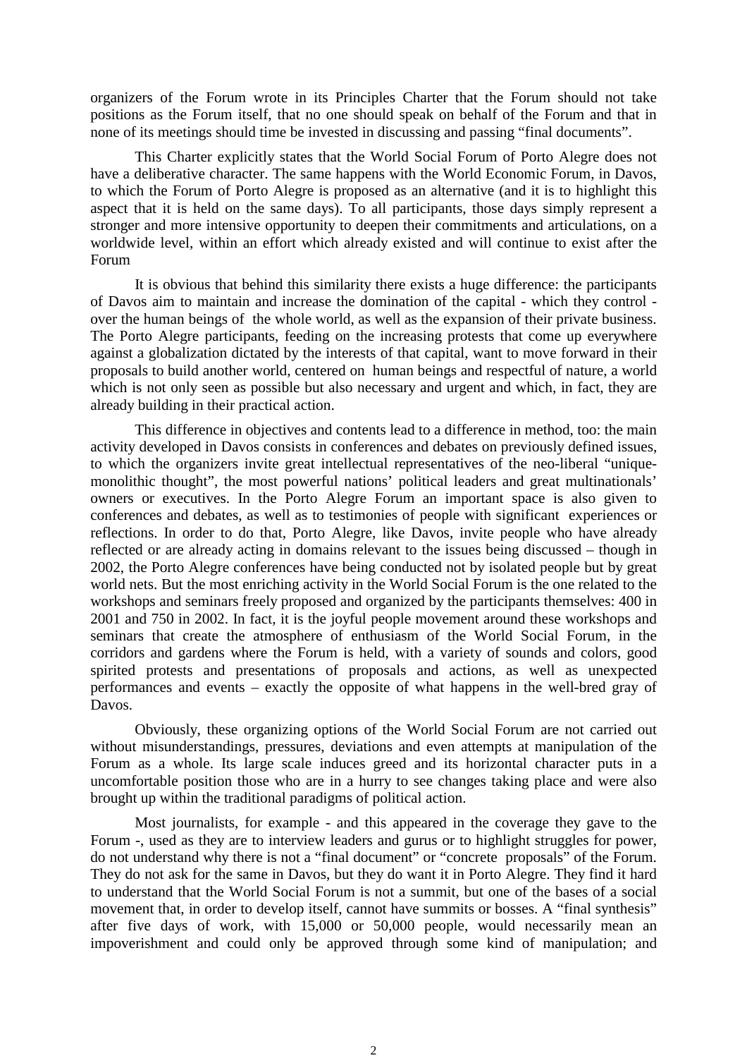organizers of the Forum wrote in its Principles Charter that the Forum should not take positions as the Forum itself, that no one should speak on behalf of the Forum and that in none of its meetings should time be invested in discussing and passing “final documents”.

This Charter explicitly states that the World Social Forum of Porto Alegre does not have a deliberative character. The same happens with the World Economic Forum, in Davos, to which the Forum of Porto Alegre is proposed as an alternative (and it is to highlight this aspect that it is held on the same days). To all participants, those days simply represent a stronger and more intensive opportunity to deepen their commitments and articulations, on a worldwide level, within an effort which already existed and will continue to exist after the Forum

It is obvious that behind this similarity there exists a huge difference: the participants of Davos aim to maintain and increase the domination of the capital - which they control - over the human beings of the whole world, as well as the expansion of their private business. The Porto Alegre participants, feeding on the increasing protests that come up everywhere against a globalization dictated by the interests of that capital, want to move forward in their proposals to build another world, centered on human beings and respectful of nature, a world which is not only seen as possible but also necessary and urgent and which, in fact, they are already building in their practical action.

This difference in objectives and contents lead to a difference in method, too: the main activity developed in Davos consists in conferences and debates on previously defined issues, to which the organizers invite great intellectual representatives of the neo-liberal “unique-monolithic thought”, the most powerful nations’ political leaders and great multinationals’ owners or executives. In the Porto Alegre Forum an important space is also given to conferences and debates, as well as to testimonies of people with significant experiences or reflections. In order to do that, Porto Alegre, like Davos, invite people who have already reflected or are already acting in domains relevant to the issues being discussed – though in 2002, the Porto Alegre conferences have being conducted not by isolated people but by great world nets. But the most enriching activity in the World Social Forum is the one related to the workshops and seminars freely proposed and organized by the participants themselves: 400 in 2001 and 750 in 2002. In fact, it is the joyful people movement around these workshops and seminars that create the atmosphere of enthusiasm of the World Social Forum, in the corridors and gardens where the Forum is held, with a variety of sounds and colors, good spirited protests and presentations of proposals and actions, as well as unexpected performances and events – exactly the opposite of what happens in the well-bred gray of Davos.

Obviously, these organizing options of the World Social Forum are not carried out without misunderstandings, pressures, deviations and even attempts at manipulation of the Forum as a whole. Its large scale induces greed and its horizontal character puts in a uncomfortable position those who are in a hurry to see changes taking place and were also brought up within the traditional paradigms of political action.

Most journalists, for example - and this appeared in the coverage they gave to the Forum -, used as they are to interview leaders and gurus or to highlight struggles for power, do not understand why there is not a “final document” or “concrete proposals” of the Forum. They do not ask for the same in Davos, but they do want it in Porto Alegre. They find it hard to understand that the World Social Forum is not a summit, but one of the bases of a social movement that, in order to develop itself, cannot have summits or bosses. A “final synthesis” after five days of work, with 15,000 or 50,000 people, would necessarily mean an impoverishment and could only be approved through some kind of manipulation; and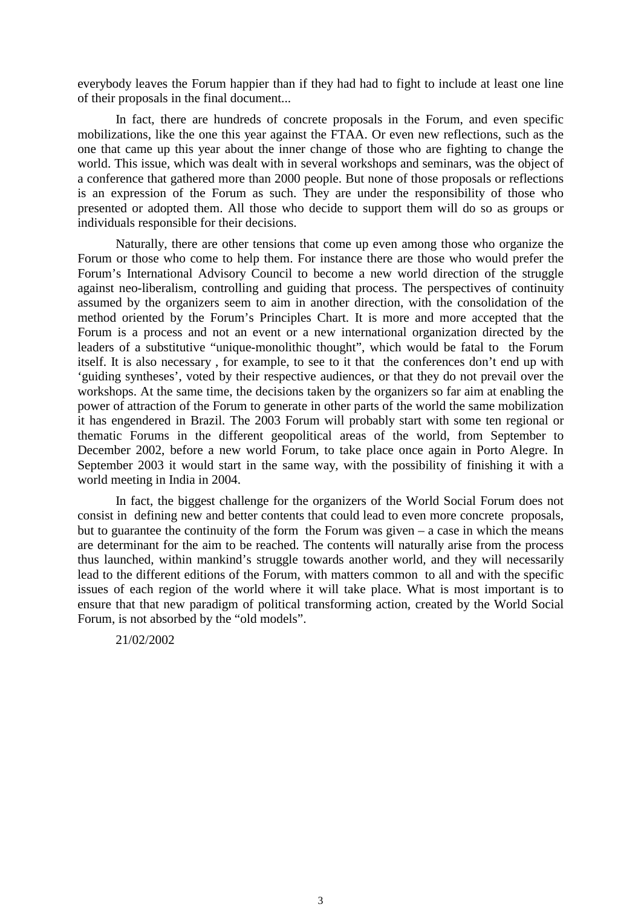everybody leaves the Forum happier than if they had had to fight to include at least one line of their proposals in the final document...

In fact, there are hundreds of concrete proposals in the Forum, and even specific mobilizations, like the one this year against the FTAA. Or even new reflections, such as the one that came up this year about the inner change of those who are fighting to change the world. This issue, which was dealt with in several workshops and seminars, was the object of a conference that gathered more than 2000 people. But none of those proposals or reflections is an expression of the Forum as such. They are under the responsibility of those who presented or adopted them. All those who decide to support them will do so as groups or individuals responsible for their decisions.

Naturally, there are other tensions that come up even among those who organize the Forum or those who come to help them. For instance there are those who would prefer the Forum's International Advisory Council to become a new world direction of the struggle against neo-liberalism, controlling and guiding that process. The perspectives of continuity assumed by the organizers seem to aim in another direction, with the consolidation of the method oriented by the Forum's Principles Chart. It is more and more accepted that the Forum is a process and not an event or a new international organization directed by the leaders of a substitutive "unique-monolithic thought", which would be fatal to the Forum itself. It is also necessary , for example, to see to it that the conferences don't end up with 'guiding syntheses', voted by their respective audiences, or that they do not prevail over the workshops. At the same time, the decisions taken by the organizers so far aim at enabling the power of attraction of the Forum to generate in other parts of the world the same mobilization it has engendered in Brazil. The 2003 Forum will probably start with some ten regional or thematic Forums in the different geopolitical areas of the world, from September to December 2002, before a new world Forum, to take place once again in Porto Alegre. In September 2003 it would start in the same way, with the possibility of finishing it with a world meeting in India in 2004.

In fact, the biggest challenge for the organizers of the World Social Forum does not consist in defining new and better contents that could lead to even more concrete proposals, but to guarantee the continuity of the form the Forum was given – a case in which the means are determinant for the aim to be reached. The contents will naturally arise from the process thus launched, within mankind's struggle towards another world, and they will necessarily lead to the different editions of the Forum, with matters common to all and with the specific issues of each region of the world where it will take place. What is most important is to ensure that that new paradigm of political transforming action, created by the World Social Forum, is not absorbed by the "old models".

21/02/2002